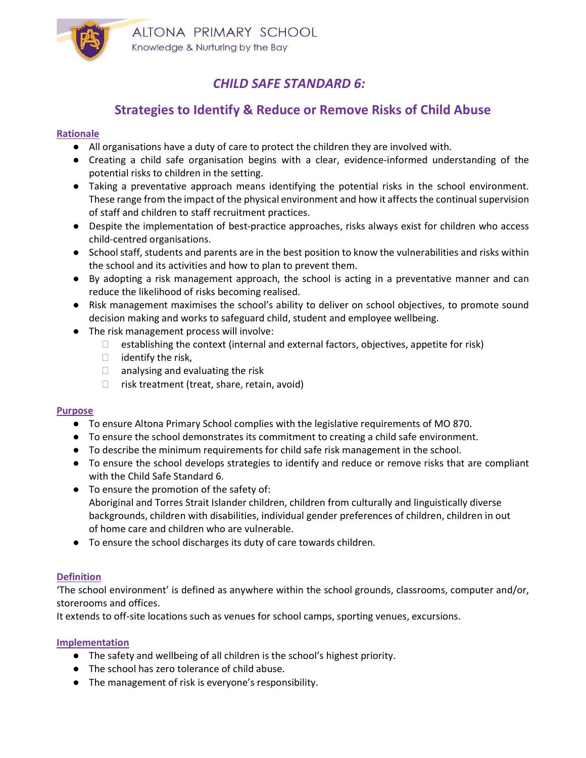ALTONA PRIMARY SCHOOL

Knowledge & Nurturing by the Bay

# *CHILD SAFE STANDARD 6:*

## Strategies to Identify & Reduce or Remove Risks of Child Abuse

### Rationale

- All organisations have a duty of care to protect the children they are involved with.
- Creating a child safe organisation begins with a clear, evidence-informed understanding of the potential risks to children in the setting.
- Taking a preventative approach means identifying the potential risks in the school environment. These range from the impact of the physical environment and how it affects the continual supervision of staff and children to staff recruitment practices.
- Despite the implementation of best-practice approaches, risks always exist for children who access child-centred organisations.
- School staff, students and parents are in the best position to know the vulnerabilities and risks within the school and its activities and how to plan to prevent them.
- By adopting a risk management approach, the school is acting in a preventative manner and can reduce the likelihood of risks becoming realised.
- Risk management maximises the school's ability to deliver on school objectives, to promote sound decision making and works to safeguard child, student and employee wellbeing.
- The risk management process will involve:
  - establishing the context (internal and external factors, objectives, appetite for risk)
  - identify the risk,
  - analysing and evaluating the risk
  - risk treatment (treat, share, retain, avoid)

### Purpose

- To ensure Altona Primary School complies with the legislative requirements of MO 870.
- To ensure the school demonstrates its commitment to creating a child safe environment.
- To describe the minimum requirements for child safe risk management in the school.
- To ensure the school develops strategies to identify and reduce or remove risks that are compliant with the Child Safe Standard 6.
- To ensure the promotion of the safety of:
  Aboriginal and Torres Strait Islander children, children from culturally and linguistically diverse backgrounds, children with disabilities, individual gender preferences of children, children in out of home care and children who are vulnerable.
- To ensure the school discharges its duty of care towards children.

### Definition

'The school environment' is defined as anywhere within the school grounds, classrooms, computer and/or, storerooms and offices.
It extends to off-site locations such as venues for school camps, sporting venues, excursions.

### Implementation

- The safety and wellbeing of all children is the school's highest priority.
- The school has zero tolerance of child abuse.
- The management of risk is everyone's responsibility.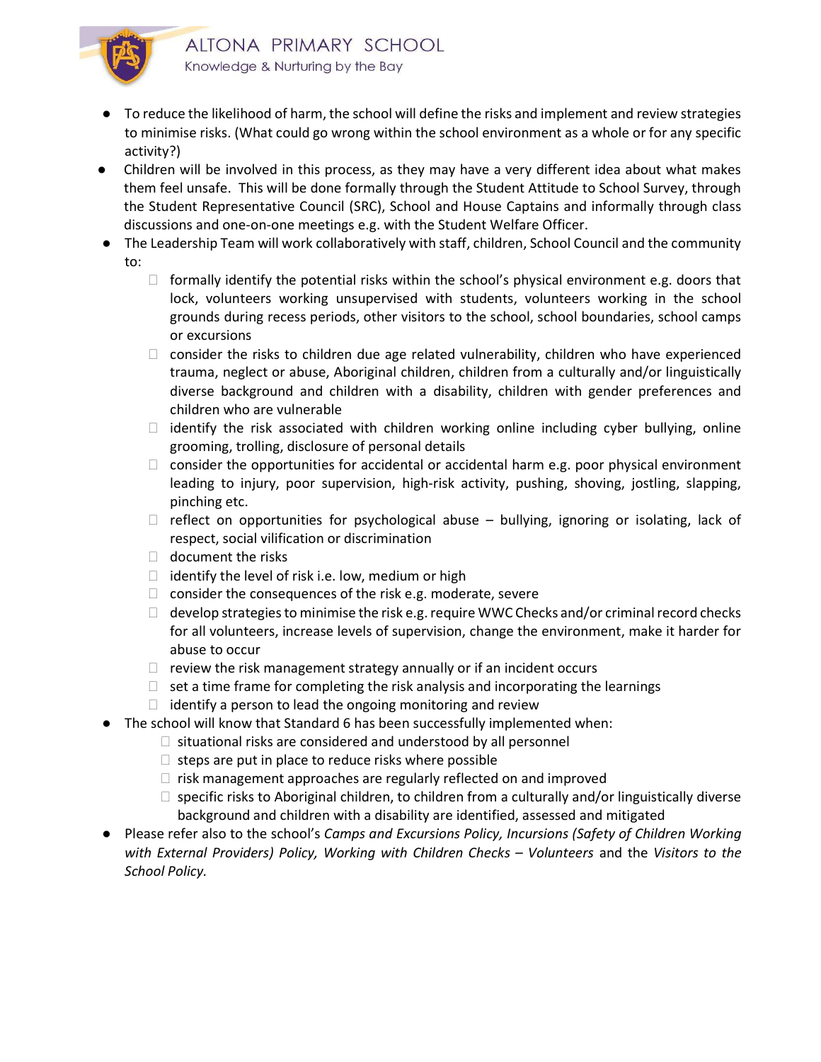- To reduce the likelihood of harm, the school will define the risks and implement and review strategies to minimise risks. (What could go wrong within the school environment as a whole or for any specific activity?)
- Children will be involved in this process, as they may have a very different idea about what makes them feel unsafe. This will be done formally through the Student Attitude to School Survey, through the Student Representative Council (SRC), School and House Captains and informally through class discussions and one-on-one meetings e.g. with the Student Welfare Officer.
- The Leadership Team will work collaboratively with staff, children, School Council and the community to:
  - formally identify the potential risks within the school's physical environment e.g. doors that lock, volunteers working unsupervised with students, volunteers working in the school grounds during recess periods, other visitors to the school, school boundaries, school camps or excursions
  - consider the risks to children due age related vulnerability, children who have experienced trauma, neglect or abuse, Aboriginal children, children from a culturally and/or linguistically diverse background and children with a disability, children with gender preferences and children who are vulnerable
  - identify the risk associated with children working online including cyber bullying, online grooming, trolling, disclosure of personal details
  - consider the opportunities for accidental or accidental harm e.g. poor physical environment leading to injury, poor supervision, high-risk activity, pushing, shoving, jostling, slapping, pinching etc.
  - reflect on opportunities for psychological abuse – bullying, ignoring or isolating, lack of respect, social vilification or discrimination
  - document the risks
  - identify the level of risk i.e. low, medium or high
  - consider the consequences of the risk e.g. moderate, severe
  - develop strategies to minimise the risk e.g. require WWC Checks and/or criminal record checks for all volunteers, increase levels of supervision, change the environment, make it harder for abuse to occur
  - review the risk management strategy annually or if an incident occurs
  - set a time frame for completing the risk analysis and incorporating the learnings
  - identify a person to lead the ongoing monitoring and review
- The school will know that Standard 6 has been successfully implemented when:
  - situational risks are considered and understood by all personnel
  - steps are put in place to reduce risks where possible
  - risk management approaches are regularly reflected on and improved
  - specific risks to Aboriginal children, to children from a culturally and/or linguistically diverse background and children with a disability are identified, assessed and mitigated
- Please refer also to the school's *Camps and Excursions Policy, Incursions (Safety of Children Working with External Providers) Policy, Working with Children Checks – Volunteers* and the *Visitors to the School Policy.*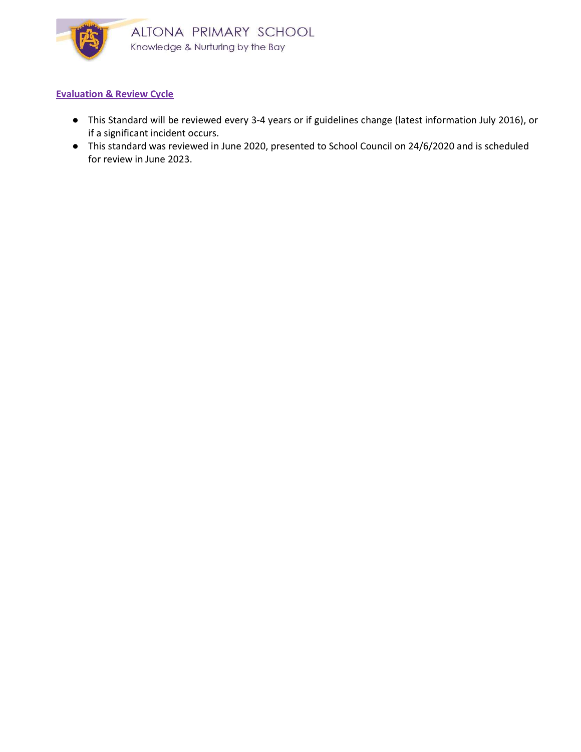## Evaluation & Review Cycle

- This Standard will be reviewed every 3-4 years or if guidelines change (latest information July 2016), or if a significant incident occurs.
- This standard was reviewed in June 2020, presented to School Council on 24/6/2020 and is scheduled for review in June 2023.